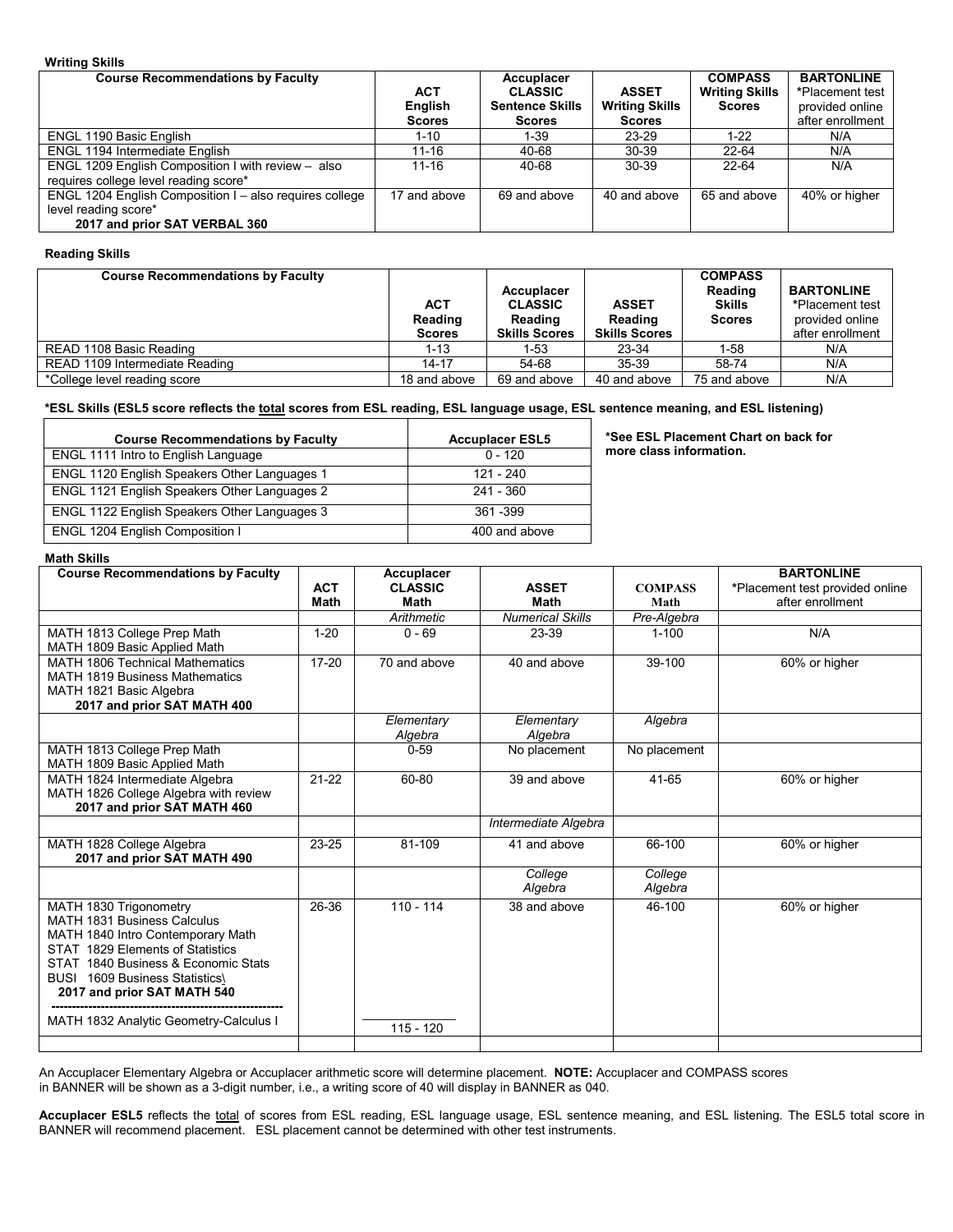**Writing Skills**

| Course Recommendations by Faculty | ACT English Scores | Accuplacer CLASSIC Sentence Skills Scores | ASSET Writing Skills Scores | COMPASS Writing Skills Scores | BARTONLINE *Placement test provided online after enrollment |
|---|---|---|---|---|---|
| ENGL 1190 Basic English | 1-10 | 1-39 | 23-29 | 1-22 | N/A |
| ENGL 1194 Intermediate English | 11-16 | 40-68 | 30-39 | 22-64 | N/A |
| ENGL 1209 English Composition I with review – also requires college level reading score* | 11-16 | 40-68 | 30-39 | 22-64 | N/A |
| ENGL 1204 English Composition I – also requires college level reading score* **2017 and prior SAT VERBAL 360** | 17 and above | 69 and above | 40 and above | 65 and above | 40% or higher |

**Reading Skills**

| Course Recommendations by Faculty | ACT Reading Scores | Accuplacer CLASSIC Reading Skills Scores | ASSET Reading Skills Scores | COMPASS Reading Skills Scores | BARTONLINE *Placement test provided online after enrollment |
|---|---|---|---|---|---|
| READ 1108 Basic Reading | 1-13 | 1-53 | 23-34 | 1-58 | N/A |
| READ 1109 Intermediate Reading | 14-17 | 54-68 | 35-39 | 58-74 | N/A |
| *College level reading score | 18 and above | 69 and above | 40 and above | 75 and above | N/A |

**\*ESL Skills (ESL5 score reflects the total scores from ESL reading, ESL language usage, ESL sentence meaning, and ESL listening)**

| Course Recommendations by Faculty | Accuplacer ESL5 |
|---|---|
| ENGL 1111 Intro to English Language | 0 - 120 |
| ENGL 1120 English Speakers Other Languages 1 | 121 - 240 |
| ENGL 1121 English Speakers Other Languages 2 | 241 - 360 |
| ENGL 1122 English Speakers Other Languages 3 | 361 -399 |
| ENGL 1204 English Composition I | 400 and above |

**\*See ESL Placement Chart on back for more class information.**

**Math Skills**

| Course Recommendations by Faculty | ACT Math | Accuplacer CLASSIC Math | ASSET Math | COMPASS Math | BARTONLINE *Placement test provided online after enrollment |
|---|---|---|---|---|---|
| | | *Arithmetic* | *Numerical Skills* | *Pre-Algebra* | |
| MATH 1813 College Prep Math<br>MATH 1809 Basic Applied Math | 1-20 | 0 - 69 | 23-39 | 1-100 | N/A |
| MATH 1806 Technical Mathematics<br>MATH 1819 Business Mathematics<br>MATH 1821 Basic Algebra<br>**2017 and prior SAT MATH 400** | 17-20 | 70 and above | 40 and above | 39-100 | 60% or higher |
| | | *Elementary Algebra* | *Elementary Algebra* | *Algebra* | |
| MATH 1813 College Prep Math<br>MATH 1809 Basic Applied Math | | 0-59 | No placement | No placement | |
| MATH 1824 Intermediate Algebra<br>MATH 1826 College Algebra with review<br>**2017 and prior SAT MATH 460** | 21-22 | 60-80 | 39 and above | 41-65 | 60% or higher |
| | | | *Intermediate Algebra* | | |
| MATH 1828 College Algebra<br>**2017 and prior SAT MATH 490** | 23-25 | 81-109 | 41 and above | 66-100 | 60% or higher |
| | | | *College Algebra* | *College Algebra* | |
| MATH 1830 Trigonometry<br>MATH 1831 Business Calculus<br>MATH 1840 Intro Contemporary Math<br>STAT 1829 Elements of Statistics<br>STAT 1840 Business & Economic Stats<br>BUSI 1609 Business Statistics\<br>**2017 and prior SAT MATH 540** | 26-36 | 110 - 114 | 38 and above | 46-100 | 60% or higher |
| MATH 1832 Analytic Geometry-Calculus I | | 115 - 120 | | | |

An Accuplacer Elementary Algebra or Accuplacer arithmetic score will determine placement. **NOTE:** Accuplacer and COMPASS scores in BANNER will be shown as a 3-digit number, i.e., a writing score of 40 will display in BANNER as 040.

**Accuplacer ESL5** reflects the total of scores from ESL reading, ESL language usage, ESL sentence meaning, and ESL listening. The ESL5 total score in BANNER will recommend placement. ESL placement cannot be determined with other test instruments.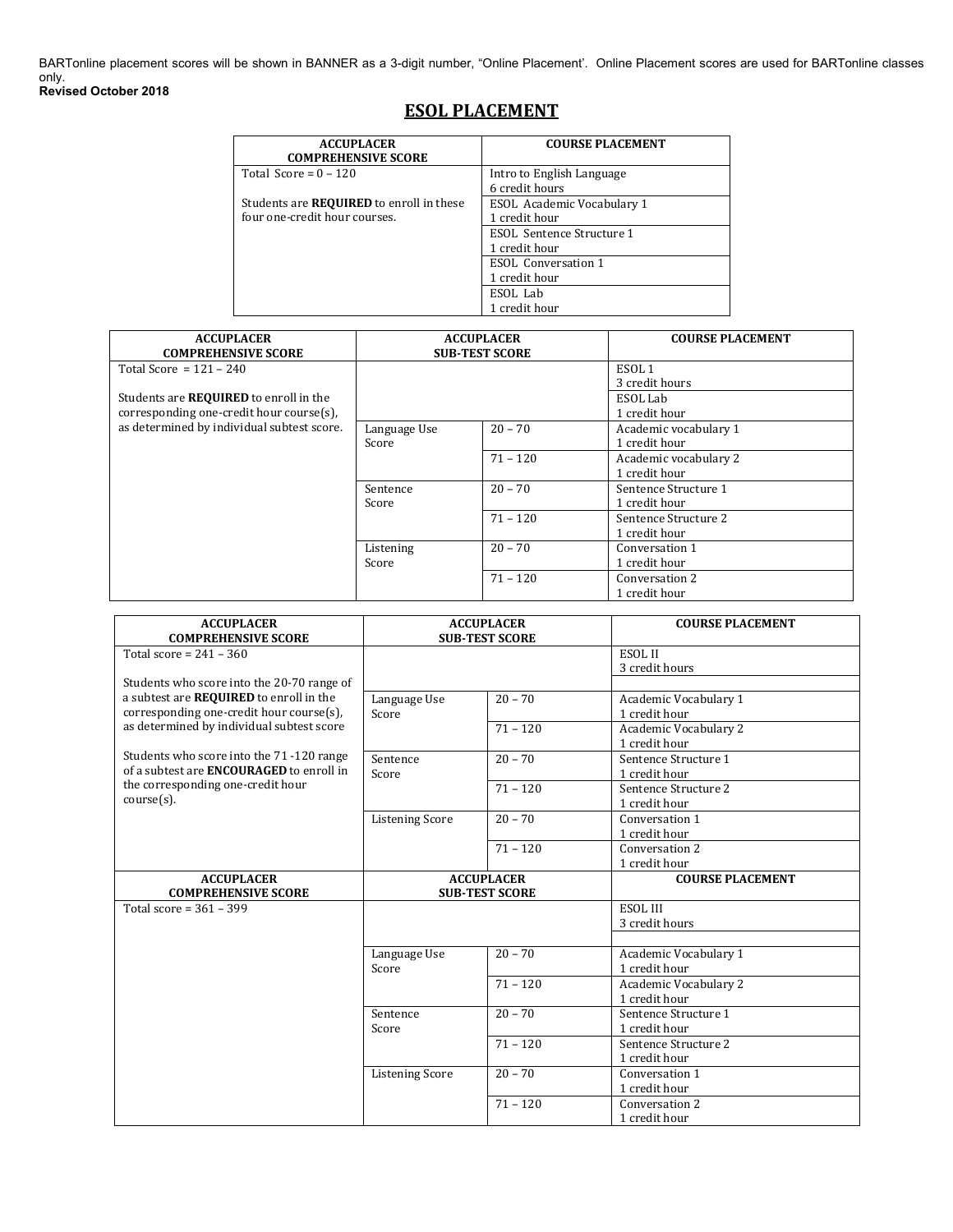BARTonline placement scores will be shown in BANNER as a 3-digit number, "Online Placement'. Online Placement scores are used for BARTonline classes only.

**Revised October 2018**

# ESOL PLACEMENT

| ACCUPLACER COMPREHENSIVE SCORE | COURSE PLACEMENT |
|---|---|
| Total Score = 0 – 120<br><br>Students are **REQUIRED** to enroll in these four one-credit hour courses. | Intro to English Language<br>6 credit hours |
| | ESOL Academic Vocabulary 1<br>1 credit hour |
| | ESOL Sentence Structure 1<br>1 credit hour |
| | ESOL Conversation 1<br>1 credit hour |
| | ESOL Lab<br>1 credit hour |

| ACCUPLACER COMPREHENSIVE SCORE | ACCUPLACER SUB-TEST SCORE | | COURSE PLACEMENT |
|---|---|---|---|
| Total Score = 121 – 240<br><br>Students are **REQUIRED** to enroll in the corresponding one-credit hour course(s), as determined by individual subtest score. | | | ESOL 1<br>3 credit hours |
| | | | ESOL Lab<br>1 credit hour |
| | Language Use Score | 20 – 70 | Academic vocabulary 1<br>1 credit hour |
| | | 71 – 120 | Academic vocabulary 2<br>1 credit hour |
| | Sentence Score | 20 – 70 | Sentence Structure 1<br>1 credit hour |
| | | 71 – 120 | Sentence Structure 2<br>1 credit hour |
| | Listening Score | 20 – 70 | Conversation 1<br>1 credit hour |
| | | 71 – 120 | Conversation 2<br>1 credit hour |

| ACCUPLACER COMPREHENSIVE SCORE | ACCUPLACER SUB-TEST SCORE | | COURSE PLACEMENT |
|---|---|---|---|
| Total score = 241 – 360<br><br>Students who score into the 20-70 range of a subtest are **REQUIRED** to enroll in the corresponding one-credit hour course(s), as determined by individual subtest score<br><br>Students who score into the 71 -120 range of a subtest are **ENCOURAGED** to enroll in the corresponding one-credit hour course(s). | | | ESOL II<br>3 credit hours |
| | | | |
| | Language Use Score | 20 – 70 | Academic Vocabulary 1<br>1 credit hour |
| | | 71 – 120 | Academic Vocabulary 2<br>1 credit hour |
| | Sentence Score | 20 – 70 | Sentence Structure 1<br>1 credit hour |
| | | 71 – 120 | Sentence Structure 2<br>1 credit hour |
| | Listening Score | 20 – 70 | Conversation 1<br>1 credit hour |
| | | 71 – 120 | Conversation 2<br>1 credit hour |
| **ACCUPLACER COMPREHENSIVE SCORE** | **ACCUPLACER SUB-TEST SCORE** | | **COURSE PLACEMENT** |
| Total score = 361 – 399 | | | ESOL III<br>3 credit hours |
| | | | |
| | Language Use Score | 20 – 70 | Academic Vocabulary 1<br>1 credit hour |
| | | 71 – 120 | Academic Vocabulary 2<br>1 credit hour |
| | Sentence Score | 20 – 70 | Sentence Structure 1<br>1 credit hour |
| | | 71 – 120 | Sentence Structure 2<br>1 credit hour |
| | Listening Score | 20 – 70 | Conversation 1<br>1 credit hour |
| | | 71 – 120 | Conversation 2<br>1 credit hour |